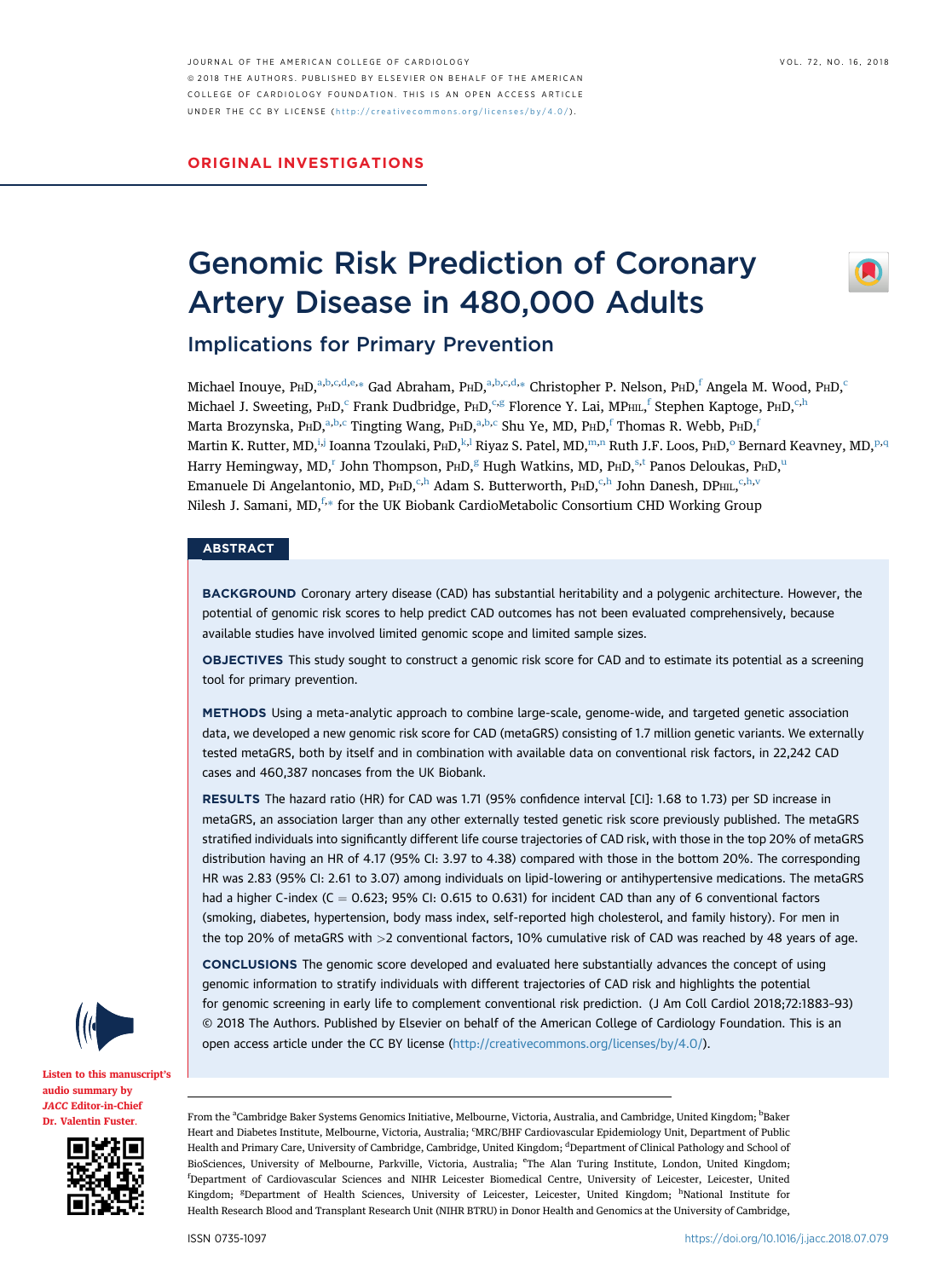ORIGINAL INVESTIGATIONS

# Genomic Risk Prediction of Coronary Artery Disease in 480,000 Adults

## Implications for Primary Prevention

Michael Inouye, PhD,[a,b,c,d,e,*] Gad Abraham, PhD,[a,b,c,d,*] Christopher P. Nelson, PhD,[f] Angela M. Wood, PhD,[c] Michael J. Sweeting, PhD,[c] Frank Dudbridge, PhD,[c,g] Florence Y. Lai, MPhil,[f] Stephen Kaptoge, PhD,[c,h] Marta Brozynska, PhD,[a,b,c] Tingting Wang, PhD,[a,b,c] Shu Ye, MD, PhD,[f] Thomas R. Webb, PhD,[f] Martin K. Rutter, MD,[i,j] Ioanna Tzoulaki, PhD,[k,l] Riyaz S. Patel, MD,[m,n] Ruth J.F. Loos, PhD,[o] Bernard Keavney, MD,[p,q] Harry Hemingway, MD,[r] John Thompson, PhD,[g] Hugh Watkins, MD, PhD,[s,t] Panos Deloukas, PhD,[u] Emanuele Di Angelantonio, MD, PhD,[c,h] Adam S. Butterworth, PhD,[c,h] John Danesh, DPhil,[c,h,v] Nilesh J. Samani, MD,[f,*] for the UK Biobank CardioMetabolic Consortium CHD Working Group

## ABSTRACT

**BACKGROUND** Coronary artery disease (CAD) has substantial heritability and a polygenic architecture. However, the potential of genomic risk scores to help predict CAD outcomes has not been evaluated comprehensively, because available studies have involved limited genomic scope and limited sample sizes.

**OBJECTIVES** This study sought to construct a genomic risk score for CAD and to estimate its potential as a screening tool for primary prevention.

**METHODS** Using a meta-analytic approach to combine large-scale, genome-wide, and targeted genetic association data, we developed a new genomic risk score for CAD (metaGRS) consisting of 1.7 million genetic variants. We externally tested metaGRS, both by itself and in combination with available data on conventional risk factors, in 22,242 CAD cases and 460,387 noncases from the UK Biobank.

**RESULTS** The hazard ratio (HR) for CAD was 1.71 (95% confidence interval [CI]: 1.68 to 1.73) per SD increase in metaGRS, an association larger than any other externally tested genetic risk score previously published. The metaGRS stratified individuals into significantly different life course trajectories of CAD risk, with those in the top 20% of metaGRS distribution having an HR of 4.17 (95% CI: 3.97 to 4.38) compared with those in the bottom 20%. The corresponding HR was 2.83 (95% CI: 2.61 to 3.07) among individuals on lipid-lowering or antihypertensive medications. The metaGRS had a higher C-index (C = 0.623; 95% CI: 0.615 to 0.631) for incident CAD than any of 6 conventional factors (smoking, diabetes, hypertension, body mass index, self-reported high cholesterol, and family history). For men in the top 20% of metaGRS with >2 conventional factors, 10% cumulative risk of CAD was reached by 48 years of age.

**CONCLUSIONS** The genomic score developed and evaluated here substantially advances the concept of using genomic information to stratify individuals with different trajectories of CAD risk and highlights the potential for genomic screening in early life to complement conventional risk prediction. (J Am Coll Cardiol 2018;72:1883–93) © 2018 The Authors. Published by Elsevier on behalf of the American College of Cardiology Foundation. This is an open access article under the CC BY license (http://creativecommons.org/licenses/by/4.0/).

Listen to this manuscript's audio summary by *JACC* Editor-in-Chief Dr. Valentin Fuster.

From the [a]Cambridge Baker Systems Genomics Initiative, Melbourne, Victoria, Australia, and Cambridge, United Kingdom; [b]Baker Heart and Diabetes Institute, Melbourne, Victoria, Australia; [c]MRC/BHF Cardiovascular Epidemiology Unit, Department of Public Health and Primary Care, University of Cambridge, Cambridge, United Kingdom; [d]Department of Clinical Pathology and School of BioSciences, University of Melbourne, Parkville, Victoria, Australia; [e]The Alan Turing Institute, London, United Kingdom; [f]Department of Cardiovascular Sciences and NIHR Leicester Biomedical Centre, University of Leicester, Leicester, United Kingdom; [g]Department of Health Sciences, University of Leicester, Leicester, United Kingdom; [h]National Institute for Health Research Blood and Transplant Research Unit (NIHR BTRU) in Donor Health and Genomics at the University of Cambridge,

ISSN 0735-1097 https://doi.org/10.1016/j.jacc.2018.07.079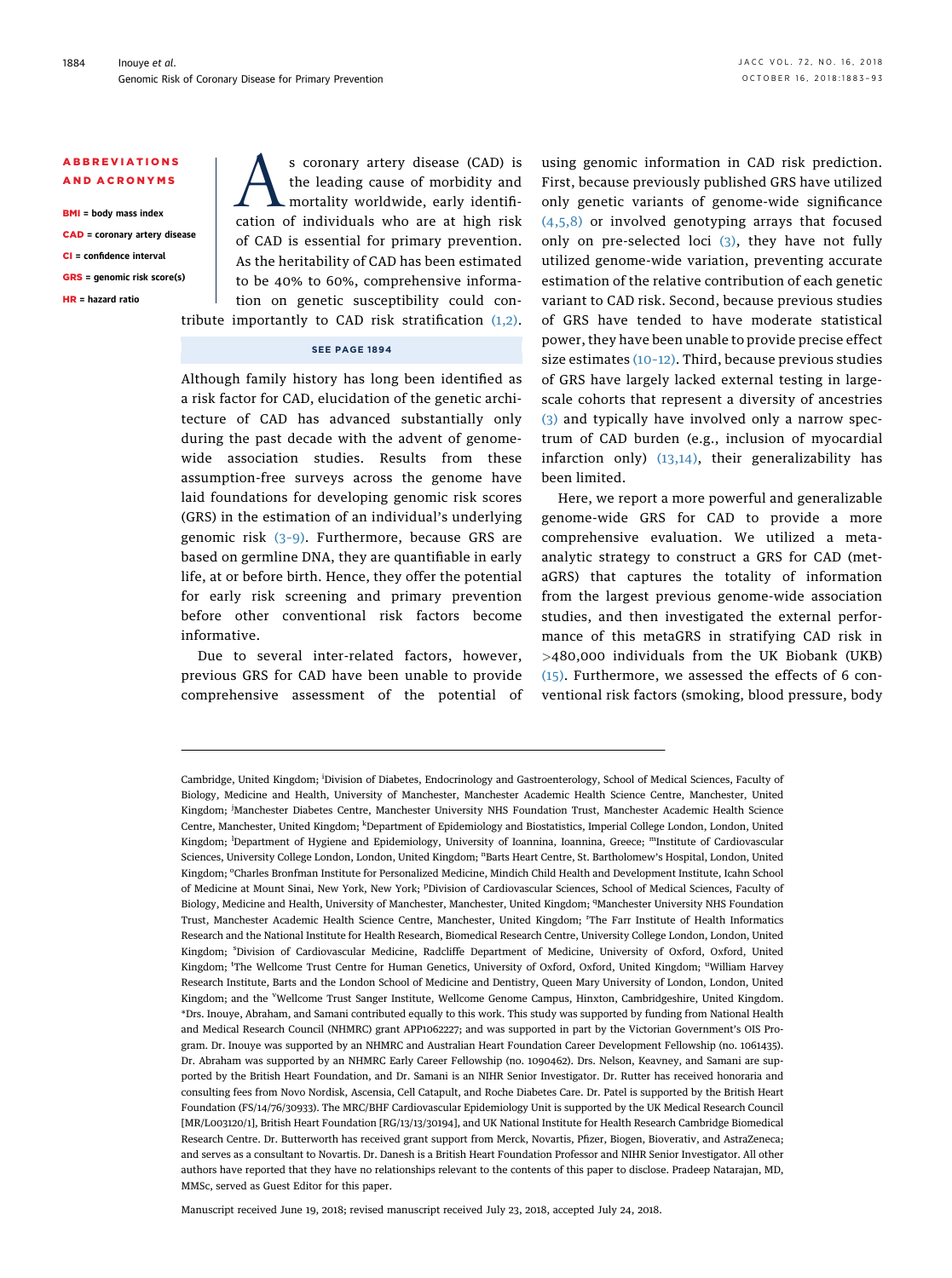**ABBREVIATIONS AND ACRONYMS**

**BMI** = body mass index

**CAD** = coronary artery disease

**CI** = confidence interval

**GRS** = genomic risk score(s)

**HR** = hazard ratio

As coronary artery disease (CAD) is the leading cause of morbidity and mortality worldwide, early identification of individuals who are at high risk of CAD is essential for primary prevention. As the heritability of CAD has been estimated to be 40% to 60%, comprehensive information on genetic susceptibility could contribute importantly to CAD risk stratification (1,2).

SEE PAGE 1894

Although family history has long been identified as a risk factor for CAD, elucidation of the genetic architecture of CAD has advanced substantially only during the past decade with the advent of genome-wide association studies. Results from these assumption-free surveys across the genome have laid foundations for developing genomic risk scores (GRS) in the estimation of an individual's underlying genomic risk (3–9). Furthermore, because GRS are based on germline DNA, they are quantifiable in early life, at or before birth. Hence, they offer the potential for early risk screening and primary prevention before other conventional risk factors become informative.

Due to several inter-related factors, however, previous GRS for CAD have been unable to provide comprehensive assessment of the potential of using genomic information in CAD risk prediction. First, because previously published GRS have utilized only genetic variants of genome-wide significance (4,5,8) or involved genotyping arrays that focused only on pre-selected loci (3), they have not fully utilized genome-wide variation, preventing accurate estimation of the relative contribution of each genetic variant to CAD risk. Second, because previous studies of GRS have tended to have moderate statistical power, they have been unable to provide precise effect size estimates (10–12). Third, because previous studies of GRS have largely lacked external testing in large-scale cohorts that represent a diversity of ancestries (3) and typically have involved only a narrow spectrum of CAD burden (e.g., inclusion of myocardial infarction only) (13,14), their generalizability has been limited.

Here, we report a more powerful and generalizable genome-wide GRS for CAD to provide a more comprehensive evaluation. We utilized a meta-analytic strategy to construct a GRS for CAD (metaGRS) that captures the totality of information from the largest previous genome-wide association studies, and then investigated the external performance of this metaGRS in stratifying CAD risk in >480,000 individuals from the UK Biobank (UKB) (15). Furthermore, we assessed the effects of 6 conventional risk factors (smoking, blood pressure, body

---

Cambridge, United Kingdom; [i]Division of Diabetes, Endocrinology and Gastroenterology, School of Medical Sciences, Faculty of Biology, Medicine and Health, University of Manchester, Manchester Academic Health Science Centre, Manchester, United Kingdom; [j]Manchester Diabetes Centre, Manchester University NHS Foundation Trust, Manchester Academic Health Science Centre, Manchester, United Kingdom; [k]Department of Epidemiology and Biostatistics, Imperial College London, London, United Kingdom; [l]Department of Hygiene and Epidemiology, University of Ioannina, Ioannina, Greece; [m]Institute of Cardiovascular Sciences, University College London, London, United Kingdom; [n]Barts Heart Centre, St. Bartholomew's Hospital, London, United Kingdom; [o]Charles Bronfman Institute for Personalized Medicine, Mindich Child Health and Development Institute, Icahn School of Medicine at Mount Sinai, New York, New York; [p]Division of Cardiovascular Sciences, School of Medical Sciences, Faculty of Biology, Medicine and Health, University of Manchester, Manchester, United Kingdom; [q]Manchester University NHS Foundation Trust, Manchester Academic Health Science Centre, Manchester, United Kingdom; [r]The Farr Institute of Health Informatics Research and the National Institute for Health Research, Biomedical Research Centre, University College London, London, United Kingdom; [s]Division of Cardiovascular Medicine, Radcliffe Department of Medicine, University of Oxford, Oxford, United Kingdom; [t]The Wellcome Trust Centre for Human Genetics, University of Oxford, Oxford, United Kingdom; [u]William Harvey Research Institute, Barts and the London School of Medicine and Dentistry, Queen Mary University of London, London, United Kingdom; and the [v]Wellcome Trust Sanger Institute, Wellcome Genome Campus, Hinxton, Cambridgeshire, United Kingdom. *Drs. Inouye, Abraham, and Samani contributed equally to this work. This study was supported by funding from National Health and Medical Research Council (NHMRC) grant APP1062227; and was supported in part by the Victorian Government's OIS Program. Dr. Inouye was supported by an NHMRC and Australian Heart Foundation Career Development Fellowship (no. 1061435). Dr. Abraham was supported by an NHMRC Early Career Fellowship (no. 1090462). Drs. Nelson, Keavney, and Samani are supported by the British Heart Foundation, and Dr. Samani is an NIHR Senior Investigator. Dr. Rutter has received honoraria and consulting fees from Novo Nordisk, Ascensia, Cell Catapult, and Roche Diabetes Care. Dr. Patel is supported by the British Heart Foundation (FS/14/76/30933). The MRC/BHF Cardiovascular Epidemiology Unit is supported by the UK Medical Research Council [MR/L003120/1], British Heart Foundation [RG/13/13/30194], and UK National Institute for Health Research Cambridge Biomedical Research Centre. Dr. Butterworth has received grant support from Merck, Novartis, Pfizer, Biogen, Bioverativ, and AstraZeneca; and serves as a consultant to Novartis. Dr. Danesh is a British Heart Foundation Professor and NIHR Senior Investigator. All other authors have reported that they have no relationships relevant to the contents of this paper to disclose. Pradeep Natarajan, MD, MMSc, served as Guest Editor for this paper.

Manuscript received June 19, 2018; revised manuscript received July 23, 2018, accepted July 24, 2018.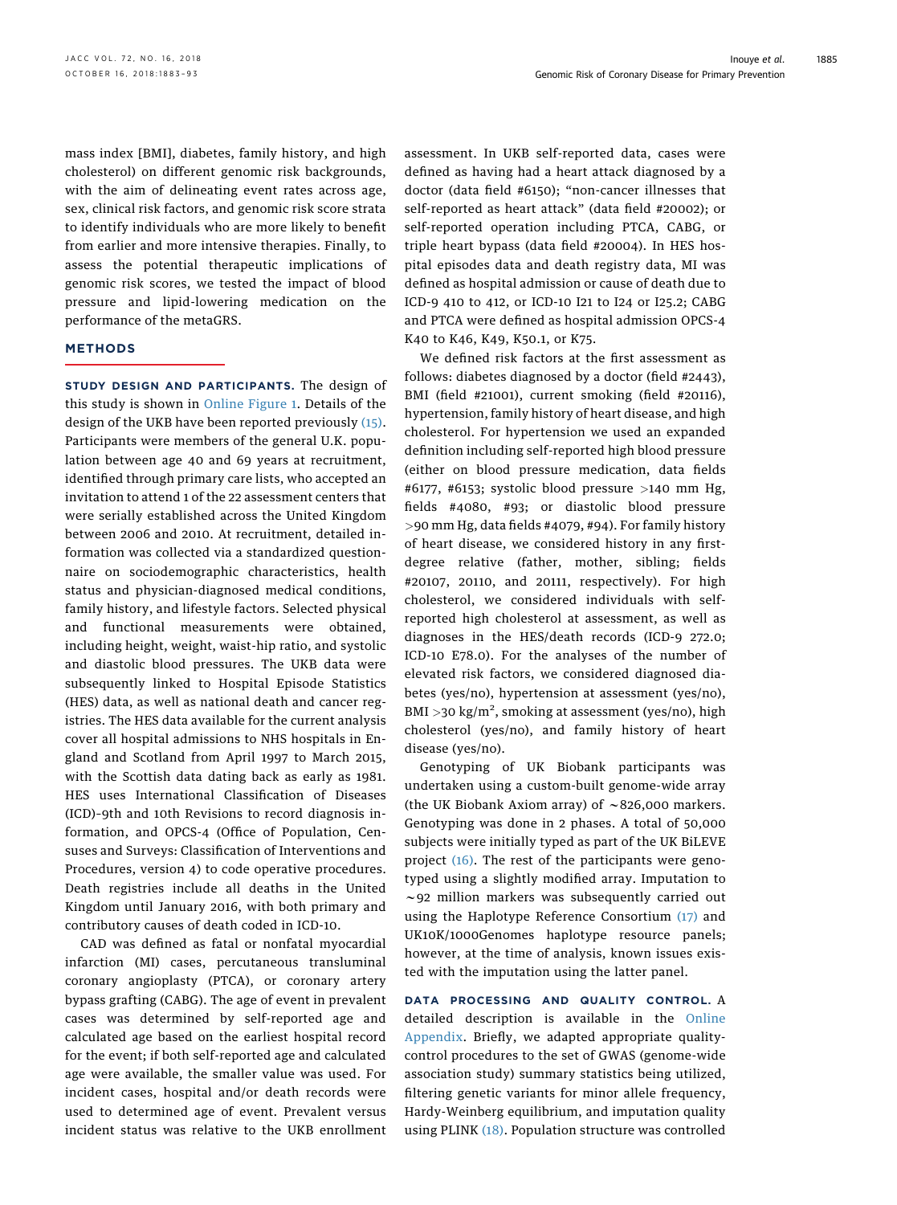mass index [BMI], diabetes, family history, and high cholesterol) on different genomic risk backgrounds, with the aim of delineating event rates across age, sex, clinical risk factors, and genomic risk score strata to identify individuals who are more likely to benefit from earlier and more intensive therapies. Finally, to assess the potential therapeutic implications of genomic risk scores, we tested the impact of blood pressure and lipid-lowering medication on the performance of the metaGRS.

## METHODS

**STUDY DESIGN AND PARTICIPANTS.** The design of this study is shown in Online Figure 1. Details of the design of the UKB have been reported previously (15). Participants were members of the general U.K. population between age 40 and 69 years at recruitment, identified through primary care lists, who accepted an invitation to attend 1 of the 22 assessment centers that were serially established across the United Kingdom between 2006 and 2010. At recruitment, detailed information was collected via a standardized questionnaire on sociodemographic characteristics, health status and physician-diagnosed medical conditions, family history, and lifestyle factors. Selected physical and functional measurements were obtained, including height, weight, waist-hip ratio, and systolic and diastolic blood pressures. The UKB data were subsequently linked to Hospital Episode Statistics (HES) data, as well as national death and cancer registries. The HES data available for the current analysis cover all hospital admissions to NHS hospitals in England and Scotland from April 1997 to March 2015, with the Scottish data dating back as early as 1981. HES uses International Classification of Diseases (ICD)-9th and 10th Revisions to record diagnosis information, and OPCS-4 (Office of Population, Censuses and Surveys: Classification of Interventions and Procedures, version 4) to code operative procedures. Death registries include all deaths in the United Kingdom until January 2016, with both primary and contributory causes of death coded in ICD-10.

CAD was defined as fatal or nonfatal myocardial infarction (MI) cases, percutaneous transluminal coronary angioplasty (PTCA), or coronary artery bypass grafting (CABG). The age of event in prevalent cases was determined by self-reported age and calculated age based on the earliest hospital record for the event; if both self-reported age and calculated age were available, the smaller value was used. For incident cases, hospital and/or death records were used to determined age of event. Prevalent versus incident status was relative to the UKB enrollment assessment. In UKB self-reported data, cases were defined as having had a heart attack diagnosed by a doctor (data field #6150); "non-cancer illnesses that self-reported as heart attack" (data field #20002); or self-reported operation including PTCA, CABG, or triple heart bypass (data field #20004). In HES hospital episodes data and death registry data, MI was defined as hospital admission or cause of death due to ICD-9 410 to 412, or ICD-10 I21 to I24 or I25.2; CABG and PTCA were defined as hospital admission OPCS-4 K40 to K46, K49, K50.1, or K75.

We defined risk factors at the first assessment as follows: diabetes diagnosed by a doctor (field #2443), BMI (field #21001), current smoking (field #20116), hypertension, family history of heart disease, and high cholesterol. For hypertension we used an expanded definition including self-reported high blood pressure (either on blood pressure medication, data fields #6177, #6153; systolic blood pressure >140 mm Hg, fields #4080, #93; or diastolic blood pressure >90 mm Hg, data fields #4079, #94). For family history of heart disease, we considered history in any first-degree relative (father, mother, sibling; fields #20107, 20110, and 20111, respectively). For high cholesterol, we considered individuals with self-reported high cholesterol at assessment, as well as diagnoses in the HES/death records (ICD-9 272.0; ICD-10 E78.0). For the analyses of the number of elevated risk factors, we considered diagnosed diabetes (yes/no), hypertension at assessment (yes/no), BMI >30 kg/m$^2$, smoking at assessment (yes/no), high cholesterol (yes/no), and family history of heart disease (yes/no).

Genotyping of UK Biobank participants was undertaken using a custom-built genome-wide array (the UK Biobank Axiom array) of ~826,000 markers. Genotyping was done in 2 phases. A total of 50,000 subjects were initially typed as part of the UK BiLEVE project (16). The rest of the participants were genotyped using a slightly modified array. Imputation to ~92 million markers was subsequently carried out using the Haplotype Reference Consortium (17) and UK10K/1000Genomes haplotype resource panels; however, at the time of analysis, known issues existed with the imputation using the latter panel.

**DATA PROCESSING AND QUALITY CONTROL.** A detailed description is available in the Online Appendix. Briefly, we adapted appropriate quality-control procedures to the set of GWAS (genome-wide association study) summary statistics being utilized, filtering genetic variants for minor allele frequency, Hardy-Weinberg equilibrium, and imputation quality using PLINK (18). Population structure was controlled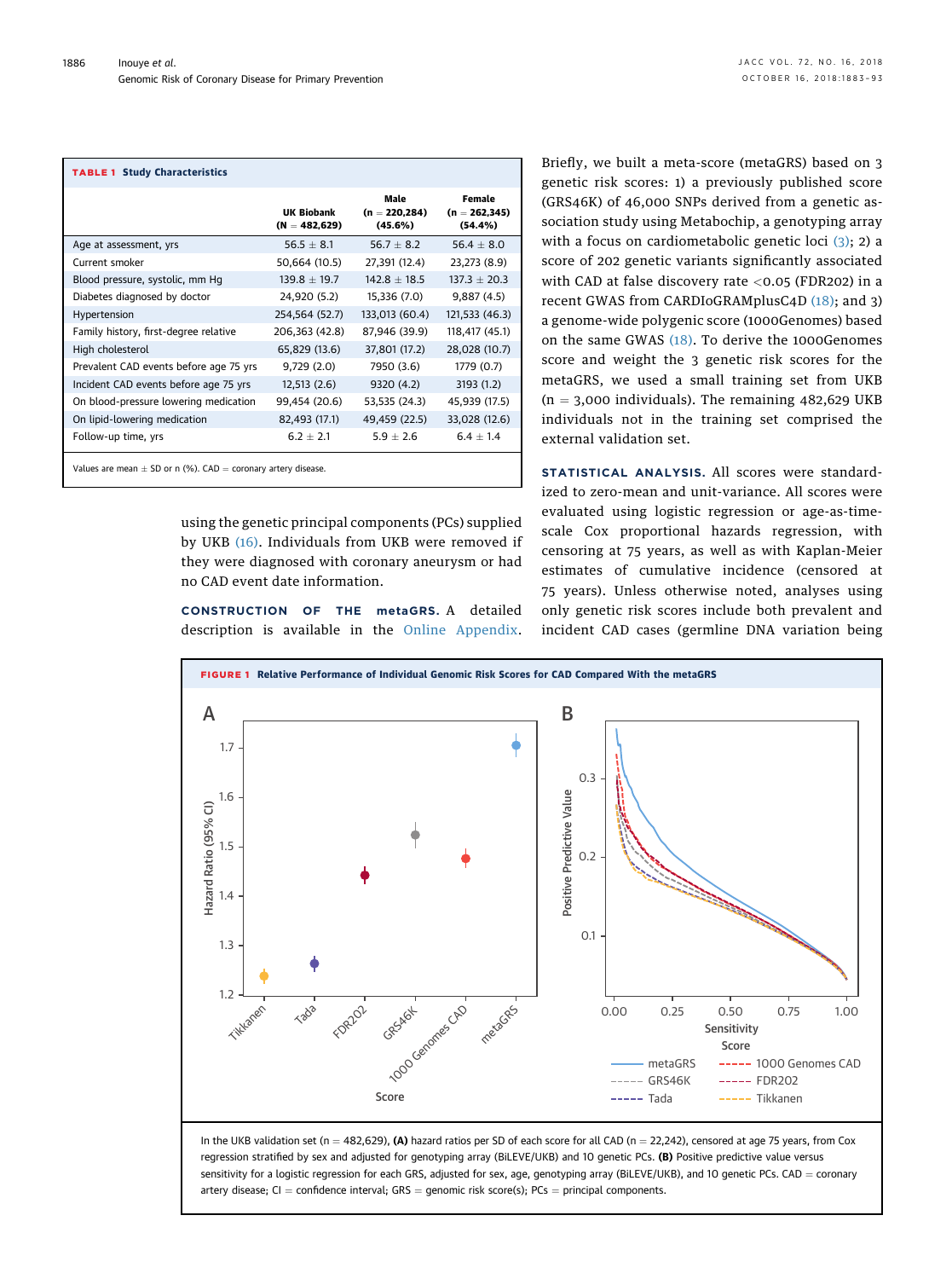**TABLE 1 Study Characteristics**

| | UK Biobank (N = 482,629) | Male (n = 220,284) (45.6%) | Female (n = 262,345) (54.4%) |
|---|---|---|---|
| Age at assessment, yrs | 56.5 ± 8.1 | 56.7 ± 8.2 | 56.4 ± 8.0 |
| Current smoker | 50,664 (10.5) | 27,391 (12.4) | 23,273 (8.9) |
| Blood pressure, systolic, mm Hg | 139.8 ± 19.7 | 142.8 ± 18.5 | 137.3 ± 20.3 |
| Diabetes diagnosed by doctor | 24,920 (5.2) | 15,336 (7.0) | 9,887 (4.5) |
| Hypertension | 254,564 (52.7) | 133,013 (60.4) | 121,533 (46.3) |
| Family history, first-degree relative | 206,363 (42.8) | 87,946 (39.9) | 118,417 (45.1) |
| High cholesterol | 65,829 (13.6) | 37,801 (17.2) | 28,028 (10.7) |
| Prevalent CAD events before age 75 yrs | 9,729 (2.0) | 7950 (3.6) | 1779 (0.7) |
| Incident CAD events before age 75 yrs | 12,513 (2.6) | 9320 (4.2) | 3193 (1.2) |
| On blood-pressure lowering medication | 99,454 (20.6) | 53,535 (24.3) | 45,939 (17.5) |
| On lipid-lowering medication | 82,493 (17.1) | 49,459 (22.5) | 33,028 (12.6) |
| Follow-up time, yrs | 6.2 ± 2.1 | 5.9 ± 2.6 | 6.4 ± 1.4 |

Values are mean ± SD or n (%). CAD = coronary artery disease.

using the genetic principal components (PCs) supplied by UKB (16). Individuals from UKB were removed if they were diagnosed with coronary aneurysm or had no CAD event date information.

**CONSTRUCTION OF THE metaGRS.** A detailed description is available in the Online Appendix. Briefly, we built a meta-score (metaGRS) based on 3 genetic risk scores: 1) a previously published score (GRS46K) of 46,000 SNPs derived from a genetic association study using Metabochip, a genotyping array with a focus on cardiometabolic genetic loci (3); 2) a score of 202 genetic variants significantly associated with CAD at false discovery rate <0.05 (FDR202) in a recent GWAS from CARDIoGRAMplusC4D (18); and 3) a genome-wide polygenic score (1000Genomes) based on the same GWAS (18). To derive the 1000Genomes score and weight the 3 genetic risk scores for the metaGRS, we used a small training set from UKB (n = 3,000 individuals). The remaining 482,629 UKB individuals not in the training set comprised the external validation set.

**STATISTICAL ANALYSIS.** All scores were standardized to zero-mean and unit-variance. All scores were evaluated using logistic regression or age-as-time-scale Cox proportional hazards regression, with censoring at 75 years, as well as with Kaplan-Meier estimates of cumulative incidence (censored at 75 years). Unless otherwise noted, analyses using only genetic risk scores include both prevalent and incident CAD cases (germline DNA variation being

**FIGURE 1 Relative Performance of Individual Genomic Risk Scores for CAD Compared With the metaGRS**

In the UKB validation set (n = 482,629), **(A)** hazard ratios per SD of each score for all CAD (n = 22,242), censored at age 75 years, from Cox regression stratified by sex and adjusted for genotyping array (BiLEVE/UKB) and 10 genetic PCs. **(B)** Positive predictive value versus sensitivity for a logistic regression for each GRS, adjusted for sex, age, genotyping array (BiLEVE/UKB), and 10 genetic PCs. CAD = coronary artery disease; CI = confidence interval; GRS = genomic risk score(s); PCs = principal components.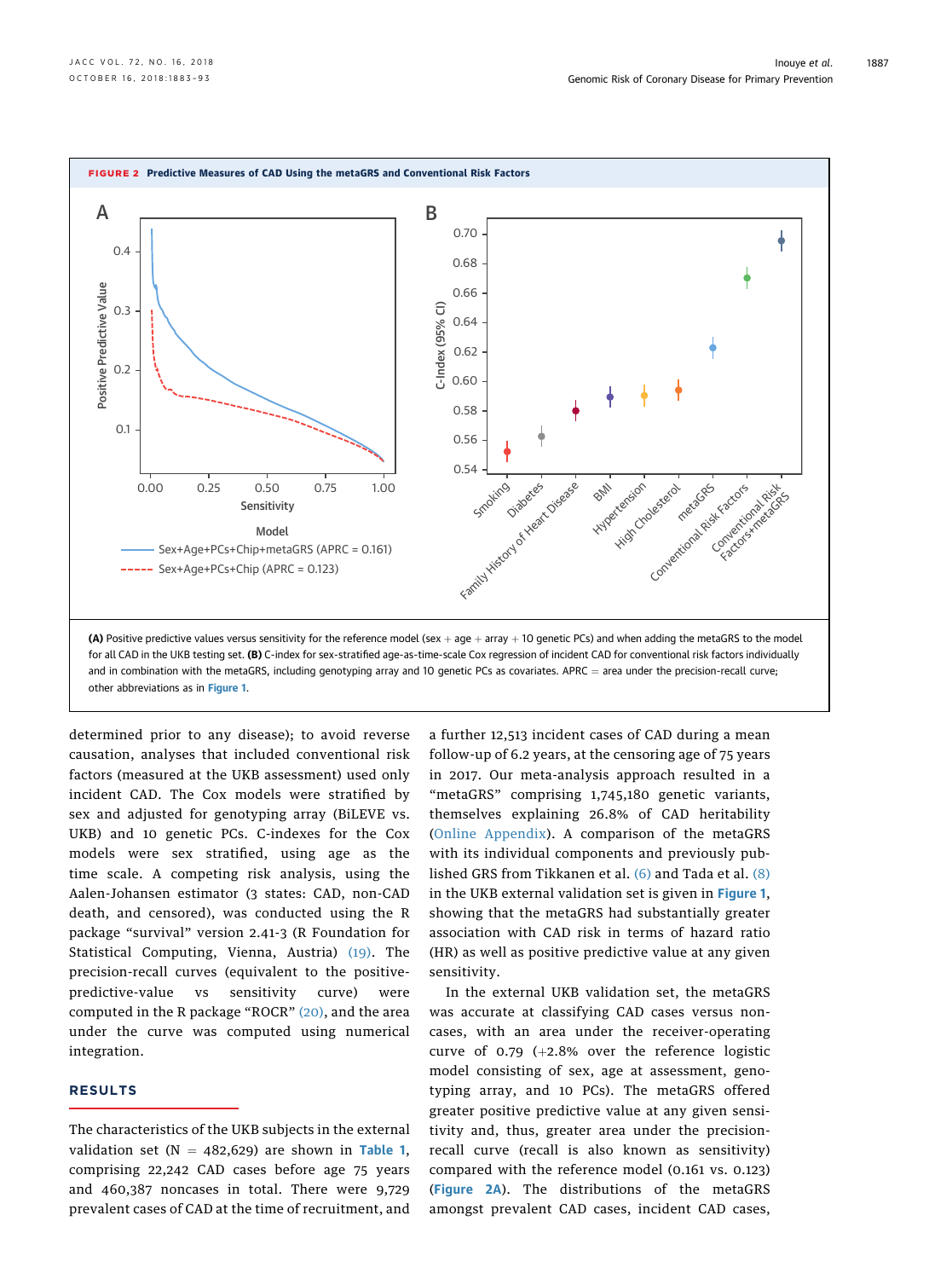**FIGURE 2 Predictive Measures of CAD Using the metaGRS and Conventional Risk Factors**

**(A)** Positive predictive values versus sensitivity for the reference model (sex + age + array + 10 genetic PCs) and when adding the metaGRS to the model for all CAD in the UKB testing set. **(B)** C-index for sex-stratified age-as-time-scale Cox regression of incident CAD for conventional risk factors individually and in combination with the metaGRS, including genotyping array and 10 genetic PCs as covariates. APRC = area under the precision-recall curve; other abbreviations as in Figure 1.

determined prior to any disease); to avoid reverse causation, analyses that included conventional risk factors (measured at the UKB assessment) used only incident CAD. The Cox models were stratified by sex and adjusted for genotyping array (BiLEVE vs. UKB) and 10 genetic PCs. C-indexes for the Cox models were sex stratified, using age as the time scale. A competing risk analysis, using the Aalen-Johansen estimator (3 states: CAD, non-CAD death, and censored), was conducted using the R package "survival" version 2.41-3 (R Foundation for Statistical Computing, Vienna, Austria) (19). The precision-recall curves (equivalent to the positive-predictive-value vs sensitivity curve) were computed in the R package "ROCR" (20), and the area under the curve was computed using numerical integration.

## RESULTS

The characteristics of the UKB subjects in the external validation set (N = 482,629) are shown in Table 1, comprising 22,242 CAD cases before age 75 years and 460,387 noncases in total. There were 9,729 prevalent cases of CAD at the time of recruitment, and a further 12,513 incident cases of CAD during a mean follow-up of 6.2 years, at the censoring age of 75 years in 2017. Our meta-analysis approach resulted in a "metaGRS" comprising 1,745,180 genetic variants, themselves explaining 26.8% of CAD heritability (Online Appendix). A comparison of the metaGRS with its individual components and previously published GRS from Tikkanen et al. (6) and Tada et al. (8) in the UKB external validation set is given in Figure 1, showing that the metaGRS had substantially greater association with CAD risk in terms of hazard ratio (HR) as well as positive predictive value at any given sensitivity.

In the external UKB validation set, the metaGRS was accurate at classifying CAD cases versus noncases, with an area under the receiver-operating curve of 0.79 (+2.8% over the reference logistic model consisting of sex, age at assessment, genotyping array, and 10 PCs). The metaGRS offered greater positive predictive value at any given sensitivity and, thus, greater area under the precision-recall curve (recall is also known as sensitivity) compared with the reference model (0.161 vs. 0.123) (Figure 2A). The distributions of the metaGRS amongst prevalent CAD cases, incident CAD cases,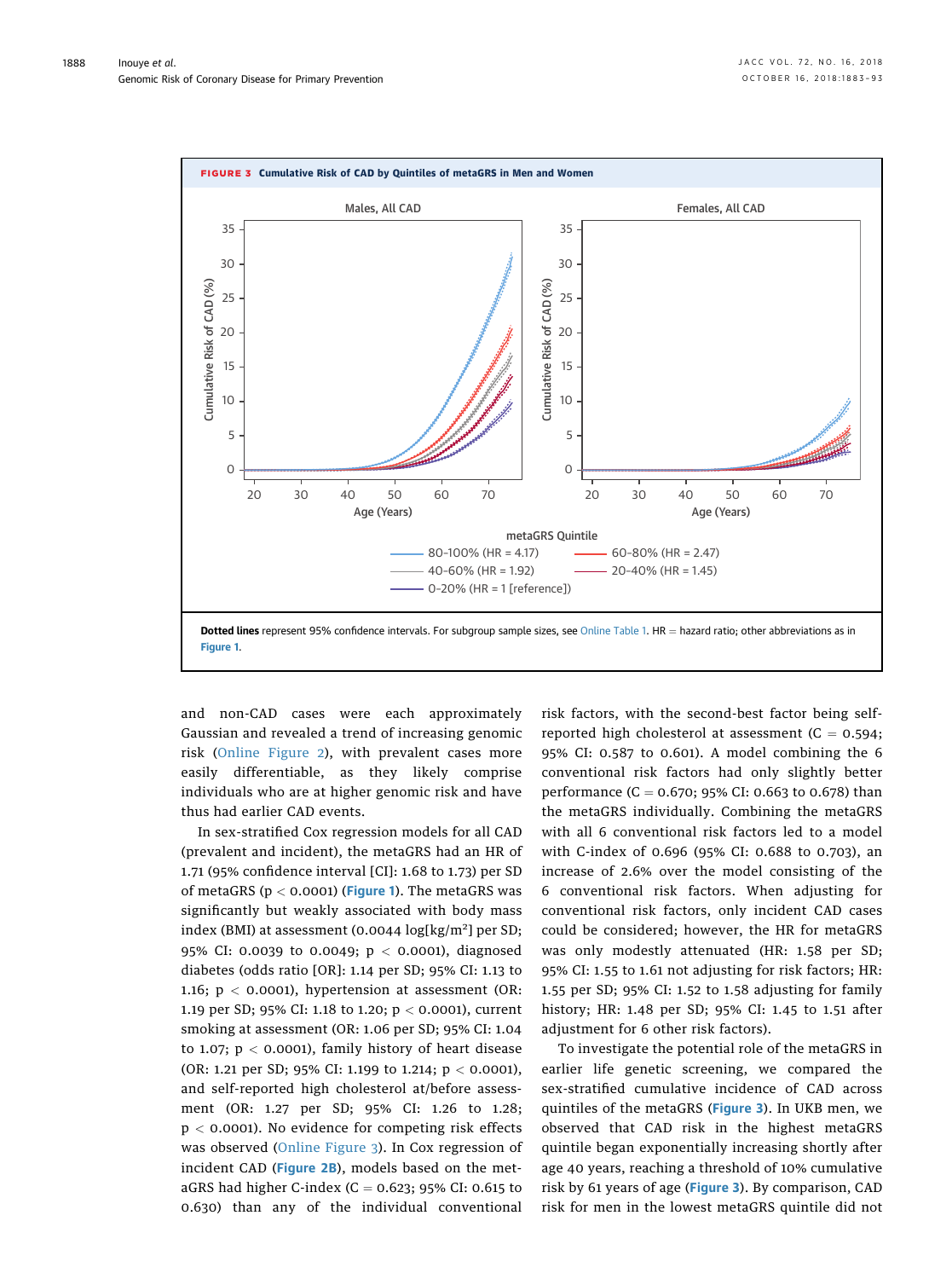**FIGURE 3 Cumulative Risk of CAD by Quintiles of metaGRS in Men and Women**

Males, All CAD / Females, All CAD

metaGRS Quintile: 80–100% (HR = 4.17); 60–80% (HR = 2.47); 40–60% (HR = 1.92); 20–40% (HR = 1.45); 0–20% (HR = 1 [reference])

**Dotted lines** represent 95% confidence intervals. For subgroup sample sizes, see Online Table 1. HR = hazard ratio; other abbreviations as in Figure 1.

and non-CAD cases were each approximately Gaussian and revealed a trend of increasing genomic risk (Online Figure 2), with prevalent cases more easily differentiable, as they likely comprise individuals who are at higher genomic risk and have thus had earlier CAD events.

In sex-stratified Cox regression models for all CAD (prevalent and incident), the metaGRS had an HR of 1.71 (95% confidence interval [CI]: 1.68 to 1.73) per SD of metaGRS ($p < 0.0001$) (Figure 1). The metaGRS was significantly but weakly associated with body mass index (BMI) at assessment (0.0044 log[kg/m$^2$] per SD; 95% CI: 0.0039 to 0.0049; $p < 0.0001$), diagnosed diabetes (odds ratio [OR]: 1.14 per SD; 95% CI: 1.13 to 1.16; $p < 0.0001$), hypertension at assessment (OR: 1.19 per SD; 95% CI: 1.18 to 1.20; $p < 0.0001$), current smoking at assessment (OR: 1.06 per SD; 95% CI: 1.04 to 1.07; $p < 0.0001$), family history of heart disease (OR: 1.21 per SD; 95% CI: 1.199 to 1.214; $p < 0.0001$), and self-reported high cholesterol at/before assessment (OR: 1.27 per SD; 95% CI: 1.26 to 1.28; $p < 0.0001$). No evidence for competing risk effects was observed (Online Figure 3). In Cox regression of incident CAD (Figure 2B), models based on the metaGRS had higher C-index (C = 0.623; 95% CI: 0.615 to 0.630) than any of the individual conventional risk factors, with the second-best factor being self-reported high cholesterol at assessment (C = 0.594; 95% CI: 0.587 to 0.601). A model combining the 6 conventional risk factors had only slightly better performance (C = 0.670; 95% CI: 0.663 to 0.678) than the metaGRS individually. Combining the metaGRS with all 6 conventional risk factors led to a model with C-index of 0.696 (95% CI: 0.688 to 0.703), an increase of 2.6% over the model consisting of the 6 conventional risk factors. When adjusting for conventional risk factors, only incident CAD cases could be considered; however, the HR for metaGRS was only modestly attenuated (HR: 1.58 per SD; 95% CI: 1.55 to 1.61 not adjusting for risk factors; HR: 1.55 per SD; 95% CI: 1.52 to 1.58 adjusting for family history; HR: 1.48 per SD; 95% CI: 1.45 to 1.51 after adjustment for 6 other risk factors).

To investigate the potential role of the metaGRS in earlier life genetic screening, we compared the sex-stratified cumulative incidence of CAD across quintiles of the metaGRS (Figure 3). In UKB men, we observed that CAD risk in the highest metaGRS quintile began exponentially increasing shortly after age 40 years, reaching a threshold of 10% cumulative risk by 61 years of age (Figure 3). By comparison, CAD risk for men in the lowest metaGRS quintile did not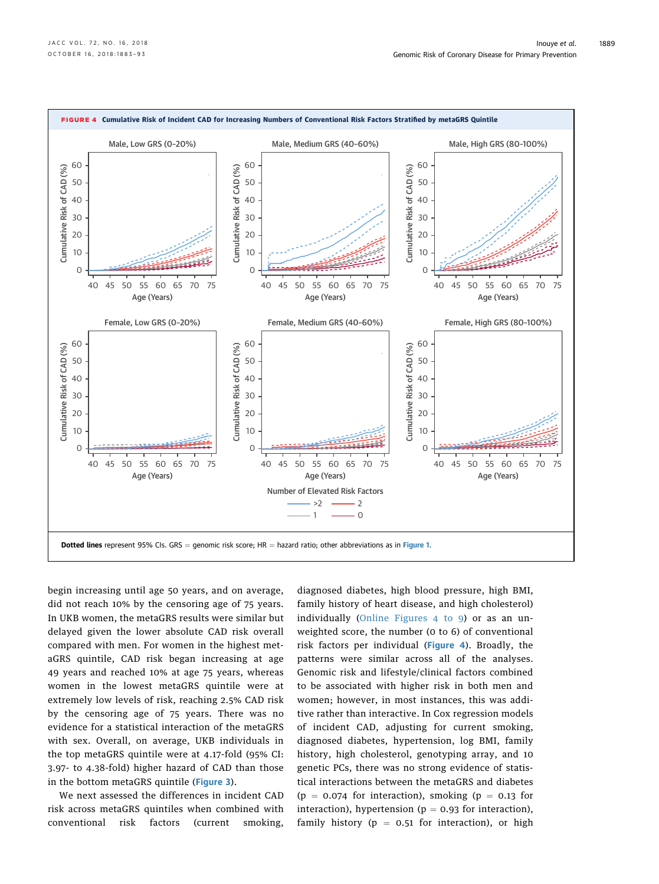**FIGURE 4 Cumulative Risk of Incident CAD for Increasing Numbers of Conventional Risk Factors Stratified by metaGRS Quintile**

**Dotted lines** represent 95% CIs. GRS = genomic risk score; HR = hazard ratio; other abbreviations as in Figure 1.

begin increasing until age 50 years, and on average, did not reach 10% by the censoring age of 75 years. In UKB women, the metaGRS results were similar but delayed given the lower absolute CAD risk overall compared with men. For women in the highest metaGRS quintile, CAD risk began increasing at age 49 years and reached 10% at age 75 years, whereas women in the lowest metaGRS quintile were at extremely low levels of risk, reaching 2.5% CAD risk by the censoring age of 75 years. There was no evidence for a statistical interaction of the metaGRS with sex. Overall, on average, UKB individuals in the top metaGRS quintile were at 4.17-fold (95% CI: 3.97- to 4.38-fold) higher hazard of CAD than those in the bottom metaGRS quintile (Figure 3).

We next assessed the differences in incident CAD risk across metaGRS quintiles when combined with conventional risk factors (current smoking, diagnosed diabetes, high blood pressure, high BMI, family history of heart disease, and high cholesterol) individually (Online Figures 4 to 9) or as an unweighted score, the number (0 to 6) of conventional risk factors per individual (Figure 4). Broadly, the patterns were similar across all of the analyses. Genomic risk and lifestyle/clinical factors combined to be associated with higher risk in both men and women; however, in most instances, this was additive rather than interactive. In Cox regression models of incident CAD, adjusting for current smoking, diagnosed diabetes, hypertension, log BMI, family history, high cholesterol, genotyping array, and 10 genetic PCs, there was no strong evidence of statistical interactions between the metaGRS and diabetes ($p = 0.074$ for interaction), smoking ($p = 0.13$ for interaction), hypertension ($p = 0.93$ for interaction), family history ($p = 0.51$ for interaction), or high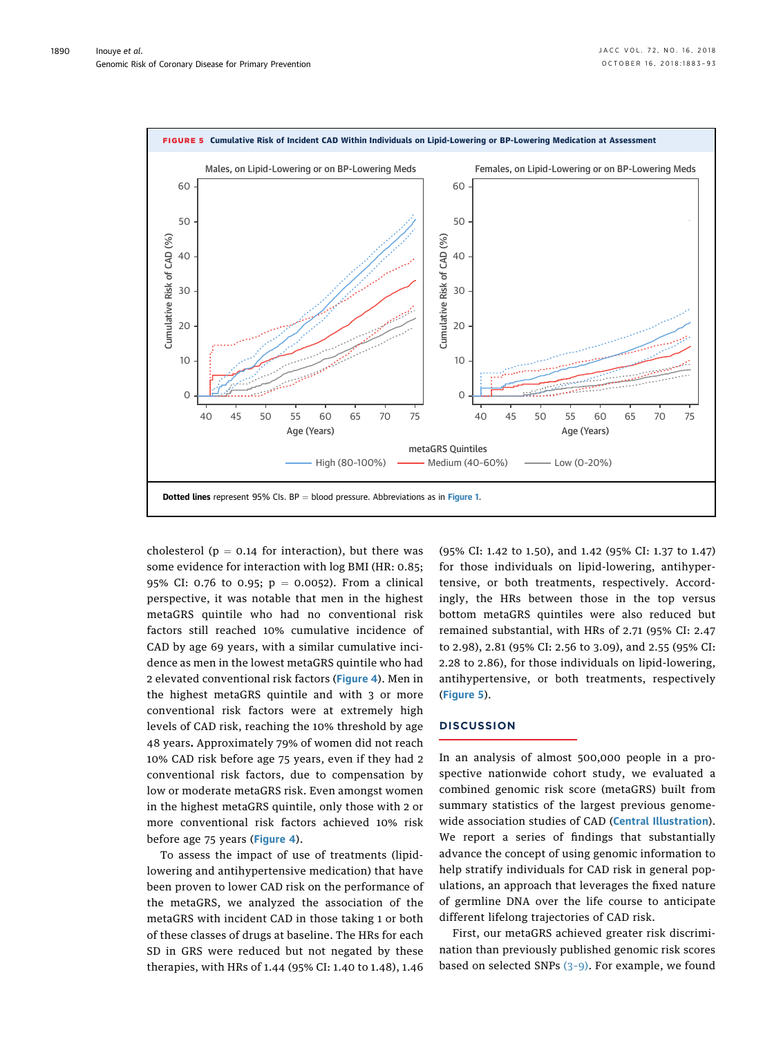**FIGURE 5 Cumulative Risk of Incident CAD Within Individuals on Lipid-Lowering or BP-Lowering Medication at Assessment**

**Dotted lines** represent 95% CIs. BP = blood pressure. Abbreviations as in Figure 1.

cholesterol (p = 0.14 for interaction), but there was some evidence for interaction with log BMI (HR: 0.85; 95% CI: 0.76 to 0.95; p = 0.0052). From a clinical perspective, it was notable that men in the highest metaGRS quintile who had no conventional risk factors still reached 10% cumulative incidence of CAD by age 69 years, with a similar cumulative incidence as men in the lowest metaGRS quintile who had 2 elevated conventional risk factors (Figure 4). Men in the highest metaGRS quintile and with 3 or more conventional risk factors were at extremely high levels of CAD risk, reaching the 10% threshold by age 48 years. Approximately 79% of women did not reach 10% CAD risk before age 75 years, even if they had 2 conventional risk factors, due to compensation by low or moderate metaGRS risk. Even amongst women in the highest metaGRS quintile, only those with 2 or more conventional risk factors achieved 10% risk before age 75 years (Figure 4).

To assess the impact of use of treatments (lipid-lowering and antihypertensive medication) that have been proven to lower CAD risk on the performance of the metaGRS, we analyzed the association of the metaGRS with incident CAD in those taking 1 or both of these classes of drugs at baseline. The HRs for each SD in GRS were reduced but not negated by these therapies, with HRs of 1.44 (95% CI: 1.40 to 1.48), 1.46 (95% CI: 1.42 to 1.50), and 1.42 (95% CI: 1.37 to 1.47) for those individuals on lipid-lowering, antihypertensive, or both treatments, respectively. Accordingly, the HRs between those in the top versus bottom metaGRS quintiles were also reduced but remained substantial, with HRs of 2.71 (95% CI: 2.47 to 2.98), 2.81 (95% CI: 2.56 to 3.09), and 2.55 (95% CI: 2.28 to 2.86), for those individuals on lipid-lowering, antihypertensive, or both treatments, respectively (Figure 5).

## DISCUSSION

In an analysis of almost 500,000 people in a prospective nationwide cohort study, we evaluated a combined genomic risk score (metaGRS) built from summary statistics of the largest previous genome-wide association studies of CAD (Central Illustration). We report a series of findings that substantially advance the concept of using genomic information to help stratify individuals for CAD risk in general populations, an approach that leverages the fixed nature of germline DNA over the life course to anticipate different lifelong trajectories of CAD risk.

First, our metaGRS achieved greater risk discrimination than previously published genomic risk scores based on selected SNPs (3–9). For example, we found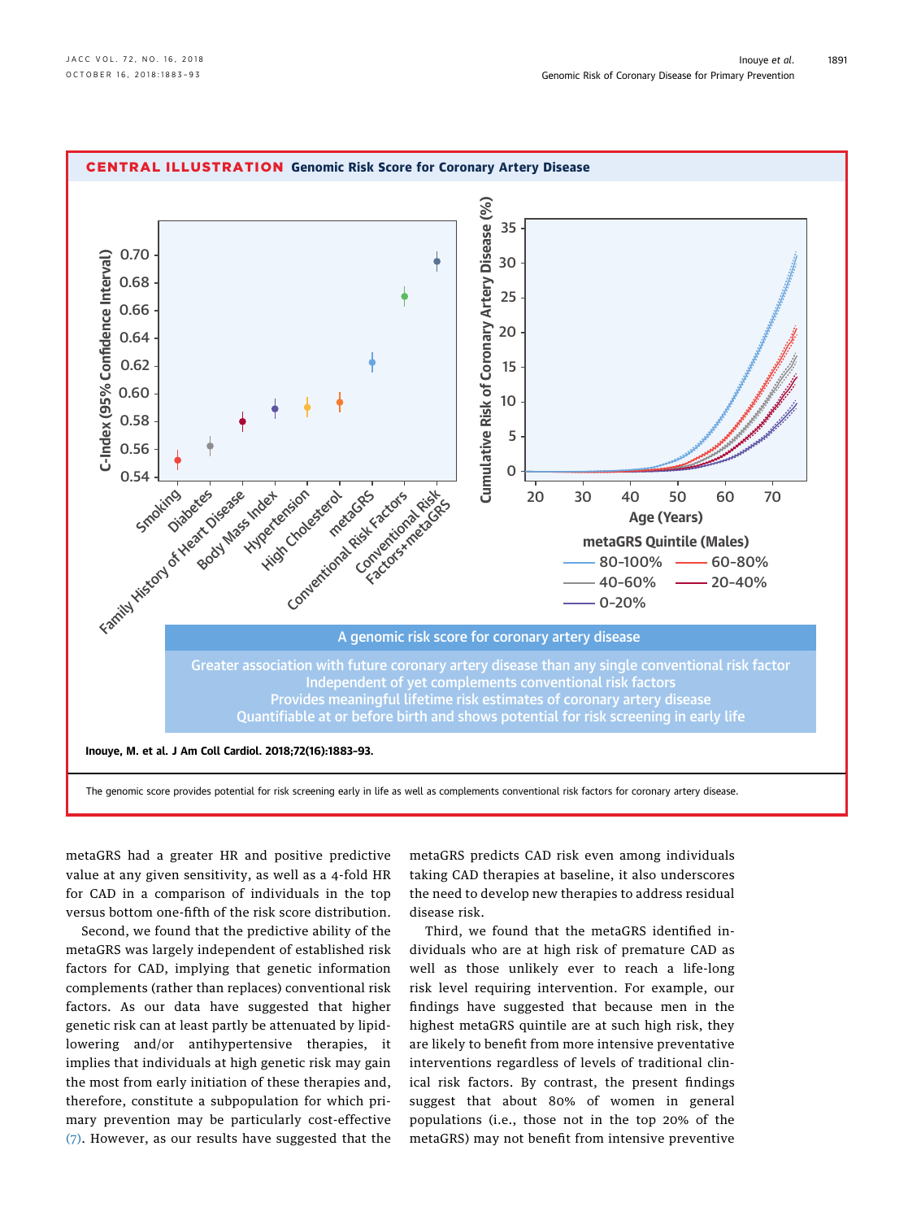**CENTRAL ILLUSTRATION** Genomic Risk Score for Coronary Artery Disease

A genomic risk score for coronary artery disease

Greater association with future coronary artery disease than any single conventional risk factor
Independent of yet complements conventional risk factors
Provides meaningful lifetime risk estimates of coronary artery disease
Quantifiable at or before birth and shows potential for risk screening in early life

**Inouye, M. et al. J Am Coll Cardiol. 2018;72(16):1883–93.**

The genomic score provides potential for risk screening early in life as well as complements conventional risk factors for coronary artery disease.

metaGRS had a greater HR and positive predictive value at any given sensitivity, as well as a 4-fold HR for CAD in a comparison of individuals in the top versus bottom one-fifth of the risk score distribution.

Second, we found that the predictive ability of the metaGRS was largely independent of established risk factors for CAD, implying that genetic information complements (rather than replaces) conventional risk factors. As our data have suggested that higher genetic risk can at least partly be attenuated by lipid-lowering and/or antihypertensive therapies, it implies that individuals at high genetic risk may gain the most from early initiation of these therapies and, therefore, constitute a subpopulation for which primary prevention may be particularly cost-effective (7). However, as our results have suggested that the metaGRS predicts CAD risk even among individuals taking CAD therapies at baseline, it also underscores the need to develop new therapies to address residual disease risk.

Third, we found that the metaGRS identified individuals who are at high risk of premature CAD as well as those unlikely ever to reach a life-long risk level requiring intervention. For example, our findings have suggested that because men in the highest metaGRS quintile are at such high risk, they are likely to benefit from more intensive preventative interventions regardless of levels of traditional clinical risk factors. By contrast, the present findings suggest that about 80% of women in general populations (i.e., those not in the top 20% of the metaGRS) may not benefit from intensive preventive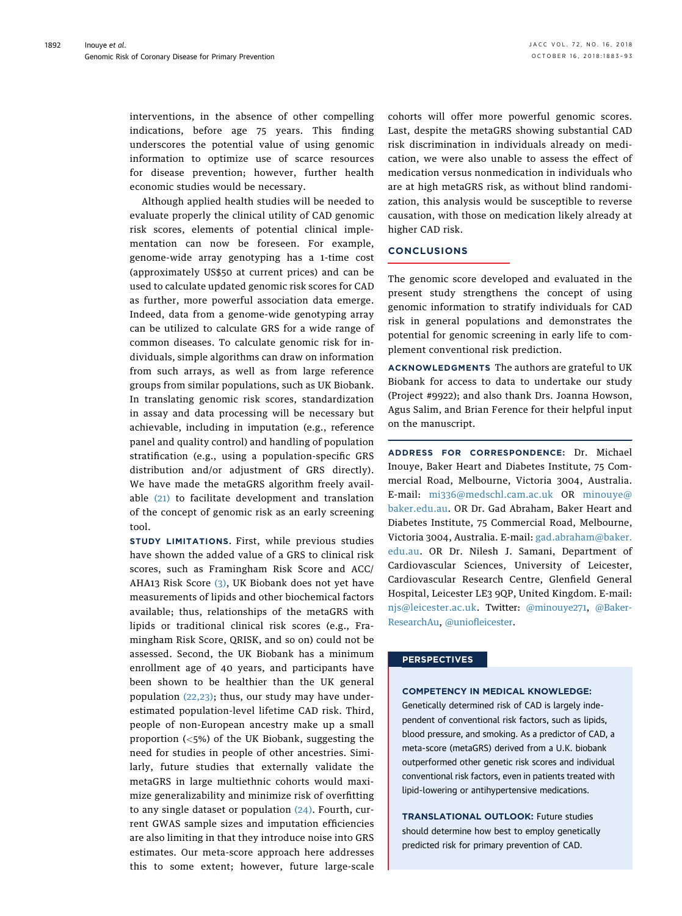interventions, in the absence of other compelling indications, before age 75 years. This finding underscores the potential value of using genomic information to optimize use of scarce resources for disease prevention; however, further health economic studies would be necessary.

Although applied health studies will be needed to evaluate properly the clinical utility of CAD genomic risk scores, elements of potential clinical implementation can now be foreseen. For example, genome-wide array genotyping has a 1-time cost (approximately US$50 at current prices) and can be used to calculate updated genomic risk scores for CAD as further, more powerful association data emerge. Indeed, data from a genome-wide genotyping array can be utilized to calculate GRS for a wide range of common diseases. To calculate genomic risk for individuals, simple algorithms can draw on information from such arrays, as well as from large reference groups from similar populations, such as UK Biobank. In translating genomic risk scores, standardization in assay and data processing will be necessary but achievable, including in imputation (e.g., reference panel and quality control) and handling of population stratification (e.g., using a population-specific GRS distribution and/or adjustment of GRS directly). We have made the metaGRS algorithm freely available (21) to facilitate development and translation of the concept of genomic risk as an early screening tool.

**STUDY LIMITATIONS.** First, while previous studies have shown the added value of a GRS to clinical risk scores, such as Framingham Risk Score and ACC/AHA13 Risk Score (3), UK Biobank does not yet have measurements of lipids and other biochemical factors available; thus, relationships of the metaGRS with lipids or traditional clinical risk scores (e.g., Framingham Risk Score, QRISK, and so on) could not be assessed. Second, the UK Biobank has a minimum enrollment age of 40 years, and participants have been shown to be healthier than the UK general population (22,23); thus, our study may have underestimated population-level lifetime CAD risk. Third, people of non-European ancestry make up a small proportion (<5%) of the UK Biobank, suggesting the need for studies in people of other ancestries. Similarly, future studies that externally validate the metaGRS in large multiethnic cohorts would maximize generalizability and minimize risk of overfitting to any single dataset or population (24). Fourth, current GWAS sample sizes and imputation efficiencies are also limiting in that they introduce noise into GRS estimates. Our meta-score approach here addresses this to some extent; however, future large-scale cohorts will offer more powerful genomic scores. Last, despite the metaGRS showing substantial CAD risk discrimination in individuals already on medication, we were also unable to assess the effect of medication versus nonmedication in individuals who are at high metaGRS risk, as without blind randomization, this analysis would be susceptible to reverse causation, with those on medication likely already at higher CAD risk.

## CONCLUSIONS

The genomic score developed and evaluated in the present study strengthens the concept of using genomic information to stratify individuals for CAD risk in general populations and demonstrates the potential for genomic screening in early life to complement conventional risk prediction.

**ACKNOWLEDGMENTS** The authors are grateful to UK Biobank for access to data to undertake our study (Project #9922); and also thank Drs. Joanna Howson, Agus Salim, and Brian Ference for their helpful input on the manuscript.

**ADDRESS FOR CORRESPONDENCE:** Dr. Michael Inouye, Baker Heart and Diabetes Institute, 75 Commercial Road, Melbourne, Victoria 3004, Australia. E-mail: mi336@medschl.cam.ac.uk OR minouye@baker.edu.au. OR Dr. Gad Abraham, Baker Heart and Diabetes Institute, 75 Commercial Road, Melbourne, Victoria 3004, Australia. E-mail: gad.abraham@baker.edu.au. OR Dr. Nilesh J. Samani, Department of Cardiovascular Sciences, University of Leicester, Cardiovascular Research Centre, Glenfield General Hospital, Leicester LE3 9QP, United Kingdom. E-mail: njs@leicester.ac.uk. Twitter: @minouye271, @BakerResearchAu, @uniofleicester.

## PERSPECTIVES

**COMPETENCY IN MEDICAL KNOWLEDGE:** Genetically determined risk of CAD is largely independent of conventional risk factors, such as lipids, blood pressure, and smoking. As a predictor of CAD, a meta-score (metaGRS) derived from a U.K. biobank outperformed other genetic risk scores and individual conventional risk factors, even in patients treated with lipid-lowering or antihypertensive medications.

**TRANSLATIONAL OUTLOOK:** Future studies should determine how best to employ genetically predicted risk for primary prevention of CAD.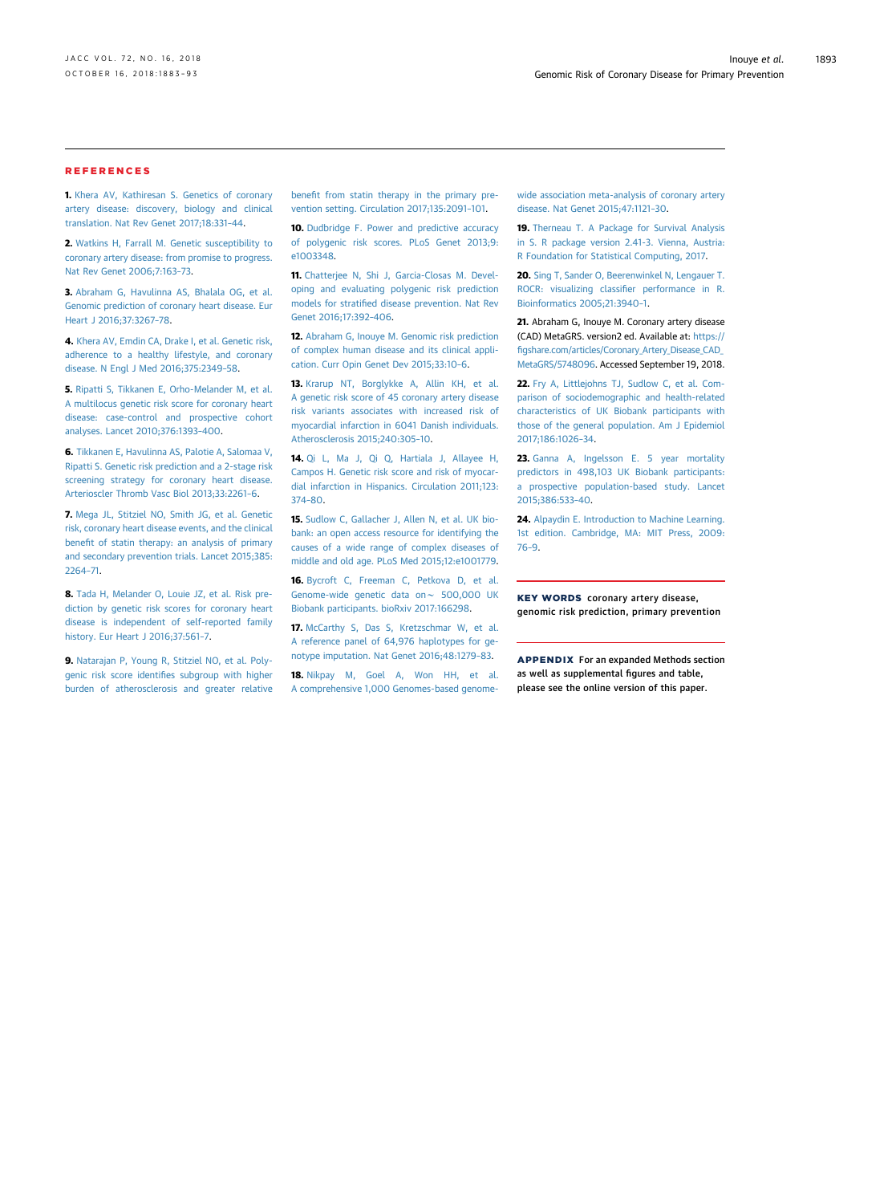## REFERENCES

**1.** Khera AV, Kathiresan S. Genetics of coronary artery disease: discovery, biology and clinical translation. Nat Rev Genet 2017;18:331–44.

**2.** Watkins H, Farrall M. Genetic susceptibility to coronary artery disease: from promise to progress. Nat Rev Genet 2006;7:163–73.

**3.** Abraham G, Havulinna AS, Bhalala OG, et al. Genomic prediction of coronary heart disease. Eur Heart J 2016;37:3267–78.

**4.** Khera AV, Emdin CA, Drake I, et al. Genetic risk, adherence to a healthy lifestyle, and coronary disease. N Engl J Med 2016;375:2349–58.

**5.** Ripatti S, Tikkanen E, Orho-Melander M, et al. A multilocus genetic risk score for coronary heart disease: case-control and prospective cohort analyses. Lancet 2010;376:1393–400.

**6.** Tikkanen E, Havulinna AS, Palotie A, Salomaa V, Ripatti S. Genetic risk prediction and a 2-stage risk screening strategy for coronary heart disease. Arterioscler Thromb Vasc Biol 2013;33:2261–6.

**7.** Mega JL, Stitziel NO, Smith JG, et al. Genetic risk, coronary heart disease events, and the clinical benefit of statin therapy: an analysis of primary and secondary prevention trials. Lancet 2015;385: 2264–71.

**8.** Tada H, Melander O, Louie JZ, et al. Risk prediction by genetic risk scores for coronary heart disease is independent of self-reported family history. Eur Heart J 2016;37:561–7.

**9.** Natarajan P, Young R, Stitziel NO, et al. Polygenic risk score identifies subgroup with higher burden of atherosclerosis and greater relative benefit from statin therapy in the primary prevention setting. Circulation 2017;135:2091–101.

**10.** Dudbridge F. Power and predictive accuracy of polygenic risk scores. PLoS Genet 2013;9: e1003348.

**11.** Chatterjee N, Shi J, Garcia-Closas M. Developing and evaluating polygenic risk prediction models for stratified disease prevention. Nat Rev Genet 2016;17:392–406.

**12.** Abraham G, Inouye M. Genomic risk prediction of complex human disease and its clinical application. Curr Opin Genet Dev 2015;33:10–6.

**13.** Krarup NT, Borglykke A, Allin KH, et al. A genetic risk score of 45 coronary artery disease risk variants associates with increased risk of myocardial infarction in 6041 Danish individuals. Atherosclerosis 2015;240:305–10.

**14.** Qi L, Ma J, Qi Q, Hartiala J, Allayee H, Campos H. Genetic risk score and risk of myocardial infarction in Hispanics. Circulation 2011;123: 374–80.

**15.** Sudlow C, Gallacher J, Allen N, et al. UK biobank: an open access resource for identifying the causes of a wide range of complex diseases of middle and old age. PLoS Med 2015;12:e1001779.

**16.** Bycroft C, Freeman C, Petkova D, et al. Genome-wide genetic data on ~ 500,000 UK Biobank participants. bioRxiv 2017:166298.

**17.** McCarthy S, Das S, Kretzschmar W, et al. A reference panel of 64,976 haplotypes for genotype imputation. Nat Genet 2016;48:1279–83.

**18.** Nikpay M, Goel A, Won HH, et al. A comprehensive 1,000 Genomes-based genome-wide association meta-analysis of coronary artery disease. Nat Genet 2015;47:1121–30.

**19.** Therneau T. A Package for Survival Analysis in S. R package version 2.41-3. Vienna, Austria: R Foundation for Statistical Computing, 2017.

**20.** Sing T, Sander O, Beerenwinkel N, Lengauer T. ROCR: visualizing classifier performance in R. Bioinformatics 2005;21:3940–1.

**21.** Abraham G, Inouye M. Coronary artery disease (CAD) MetaGRS. version2 ed. Available at: https://figshare.com/articles/Coronary_Artery_Disease_CAD_MetaGRS/5748096. Accessed September 19, 2018.

**22.** Fry A, Littlejohns TJ, Sudlow C, et al. Comparison of sociodemographic and health-related characteristics of UK Biobank participants with those of the general population. Am J Epidemiol 2017;186:1026–34.

**23.** Ganna A, Ingelsson E. 5 year mortality predictors in 498,103 UK Biobank participants: a prospective population-based study. Lancet 2015;386:533–40.

**24.** Alpaydin E. Introduction to Machine Learning. 1st edition. Cambridge, MA: MIT Press, 2009: 76–9.

**KEY WORDS** coronary artery disease, genomic risk prediction, primary prevention

**APPENDIX** For an expanded Methods section as well as supplemental figures and table, please see the online version of this paper.